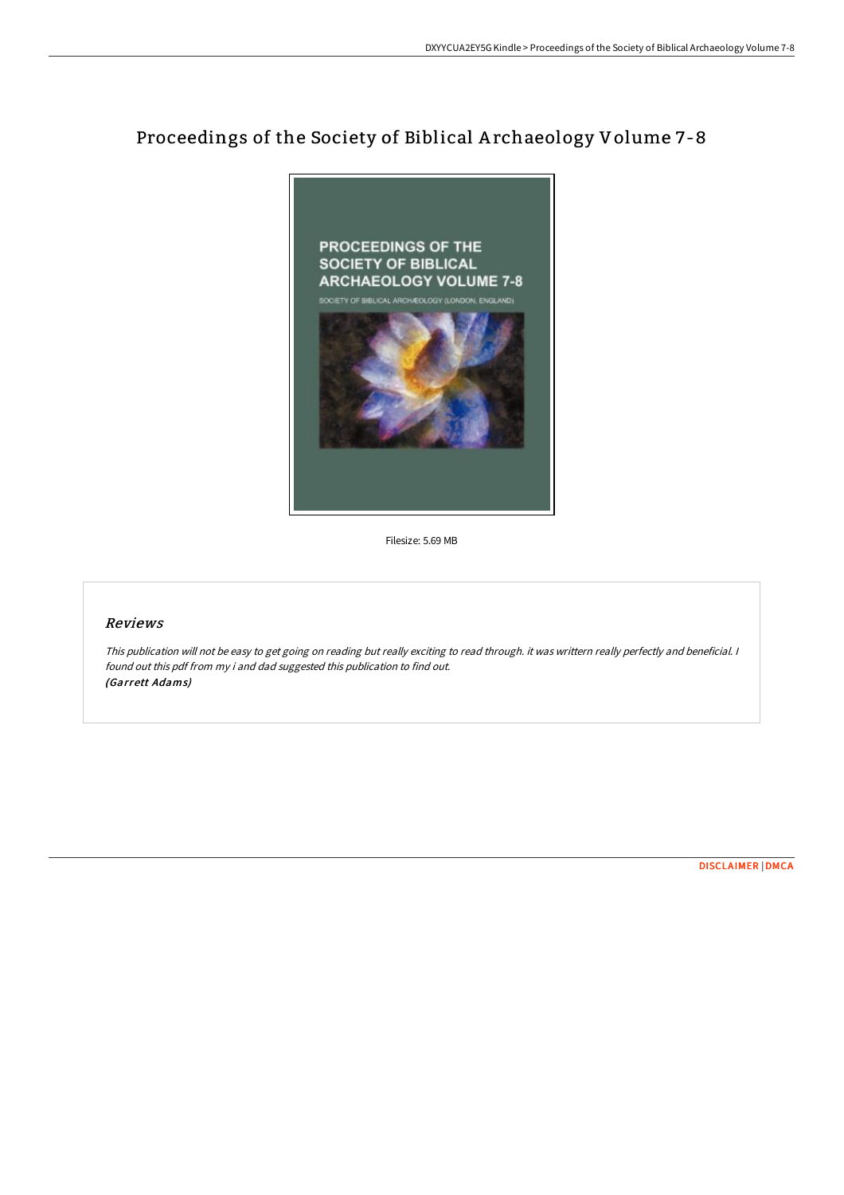# Proceedings of the Society of Biblical Archaeology Volume 7-8

Filesize: 5.69 MB

## *Reviews*

*This publication will not be easy to get going on reading but really exciting to read through. it was writtern really perfectly and beneficial. I found out this pdf from my i and dad suggested this publication to find out.*
*(Garrett Adams)*

DISCLAIMER | DMCA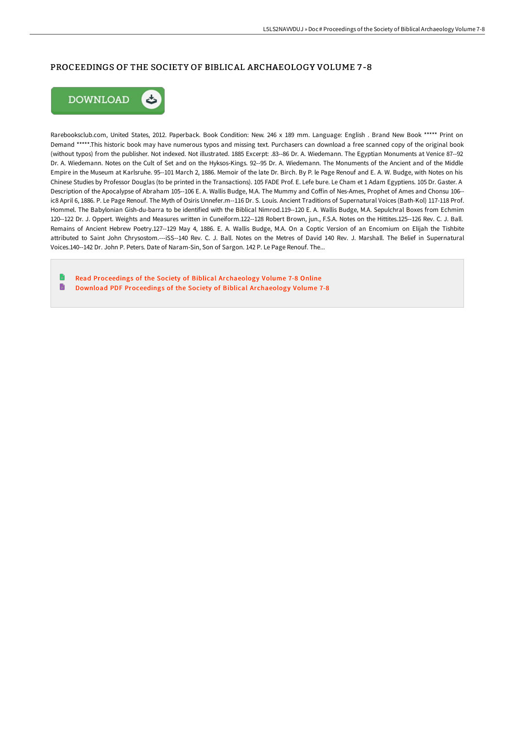# PROCEEDINGS OF THE SOCIETY OF BIBLICAL ARCHAEOLOGY VOLUME 7-8

DOWNLOAD

Rarebooksclub.com, United States, 2012. Paperback. Book Condition: New. 246 x 189 mm. Language: English . Brand New Book ***** Print on Demand *****.This historic book may have numerous typos and missing text. Purchasers can download a free scanned copy of the original book (without typos) from the publisher. Not indexed. Not illustrated. 1885 Excerpt: .83--86 Dr. A. Wiedemann. The Egyptian Monuments at Venice 87--92 Dr. A. Wiedemann. Notes on the Cult of Set and on the Hyksos-Kings. 92--95 Dr. A. Wiedemann. The Monuments of the Ancient and of the Middle Empire in the Museum at Karlsruhe. 95--101 March 2, 1886. Memoir of the late Dr. Birch. By P. le Page Renouf and E. A. W. Budge, with Notes on his Chinese Studies by Professor Douglas (to be printed in the Transactions). 105 FADE Prof. E. Lefe bure. Le Cham et 1 Adam Egyptiens. 105 Dr. Gaster. A Description of the Apocalypse of Abraham 105--106 E. A. Wallis Budge, M.A. The Mummy and Coffin of Nes-Ames, Prophet of Ames and Chonsu 106--ic8 April 6, 1886. P. Le Page Renouf. The Myth of Osiris Unnefer.m--116 Dr. S. Louis. Ancient Traditions of Supernatural Voices (Bath-Kol) 117-118 Prof. Hommel. The Babylonian Gish-du-barra to be identified with the Biblical Nimrod.119--120 E. A. Wallis Budge, M.A. Sepulchral Boxes from Echmim 120--122 Dr. J. Oppert. Weights and Measures written in Cuneiform.122--128 Robert Brown, jun., F.S.A. Notes on the Hittites.125--126 Rev. C. J. Ball. Remains of Ancient Hebrew Poetry.127--129 May 4, 1886. E. A. Wallis Budge, M.A. On a Coptic Version of an Encomium on Elijah the Tishbite attributed to Saint John Chrysostom.---iSS--140 Rev. C. J. Ball. Notes on the Metres of David 140 Rev. J. Marshall. The Belief in Supernatural Voices.140--142 Dr. John P. Peters. Date of Naram-Sin, Son of Sargon. 142 P. Le Page Renouf. The...

- Read Proceedings of the Society of Biblical Archaeology Volume 7-8 Online
- Download PDF Proceedings of the Society of Biblical Archaeology Volume 7-8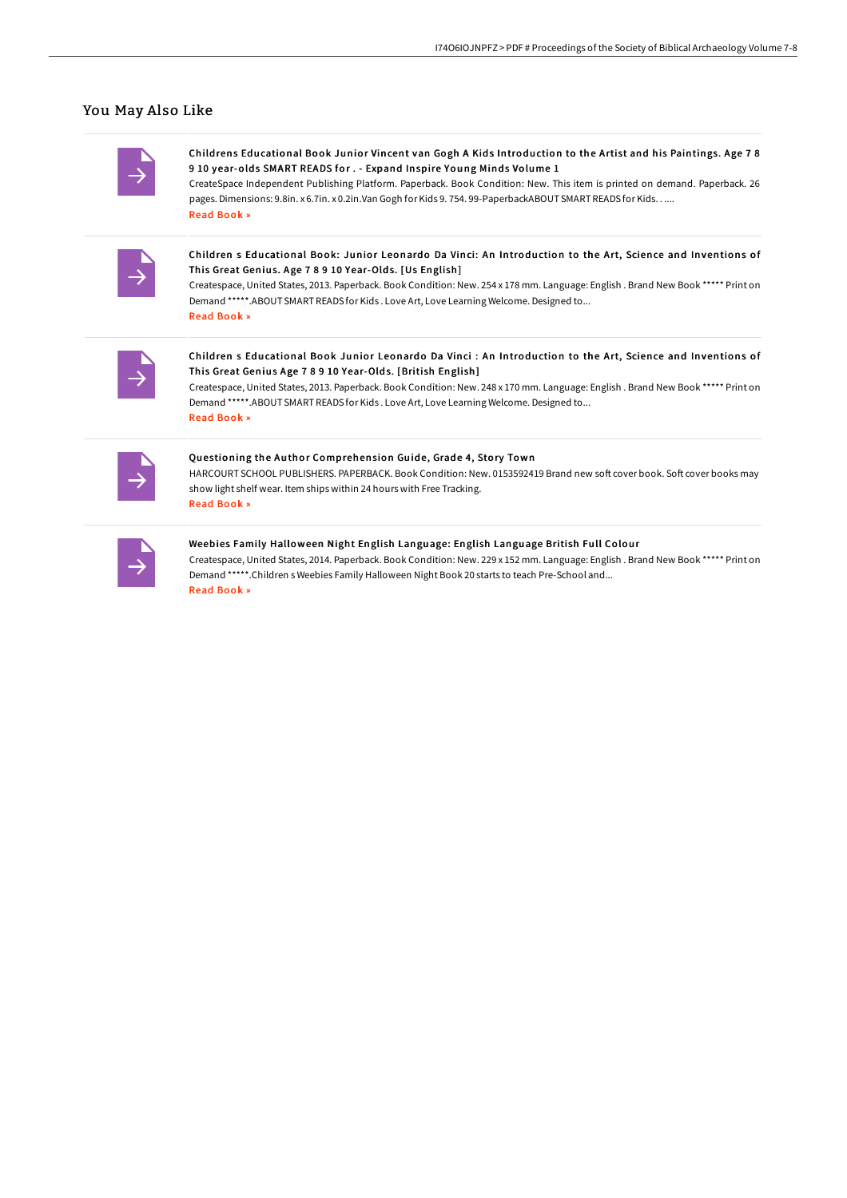## You May Also Like

**Childrens Educational Book Junior Vincent van Gogh A Kids Introduction to the Artist and his Paintings. Age 7 8 9 10 year-olds SMART READS for . - Expand Inspire Young Minds Volume 1**

CreateSpace Independent Publishing Platform. Paperback. Book Condition: New. This item is printed on demand. Paperback. 26 pages. Dimensions: 9.8in. x 6.7in. x 0.2in.Van Gogh for Kids 9. 754. 99-PaperbackABOUT SMART READS for Kids. . ....

Read Book »

**Children s Educational Book: Junior Leonardo Da Vinci: An Introduction to the Art, Science and Inventions of This Great Genius. Age 7 8 9 10 Year-Olds. [Us English]**

Createspace, United States, 2013. Paperback. Book Condition: New. 254 x 178 mm. Language: English . Brand New Book ***** Print on Demand *****.ABOUT SMART READS for Kids . Love Art, Love Learning Welcome. Designed to...

Read Book »

**Children s Educational Book Junior Leonardo Da Vinci : An Introduction to the Art, Science and Inventions of This Great Genius Age 7 8 9 10 Year-Olds. [British English]**

Createspace, United States, 2013. Paperback. Book Condition: New. 248 x 170 mm. Language: English . Brand New Book ***** Print on Demand *****.ABOUT SMART READS for Kids . Love Art, Love Learning Welcome. Designed to...

Read Book »

**Questioning the Author Comprehension Guide, Grade 4, Story Town**

HARCOURT SCHOOL PUBLISHERS. PAPERBACK. Book Condition: New. 0153592419 Brand new soft cover book. Soft cover books may show light shelf wear. Item ships within 24 hours with Free Tracking.

Read Book »

**Weebies Family Halloween Night English Language: English Language British Full Colour**

Createspace, United States, 2014. Paperback. Book Condition: New. 229 x 152 mm. Language: English . Brand New Book ***** Print on Demand *****.Children s Weebies Family Halloween Night Book 20 starts to teach Pre-School and...

Read Book »